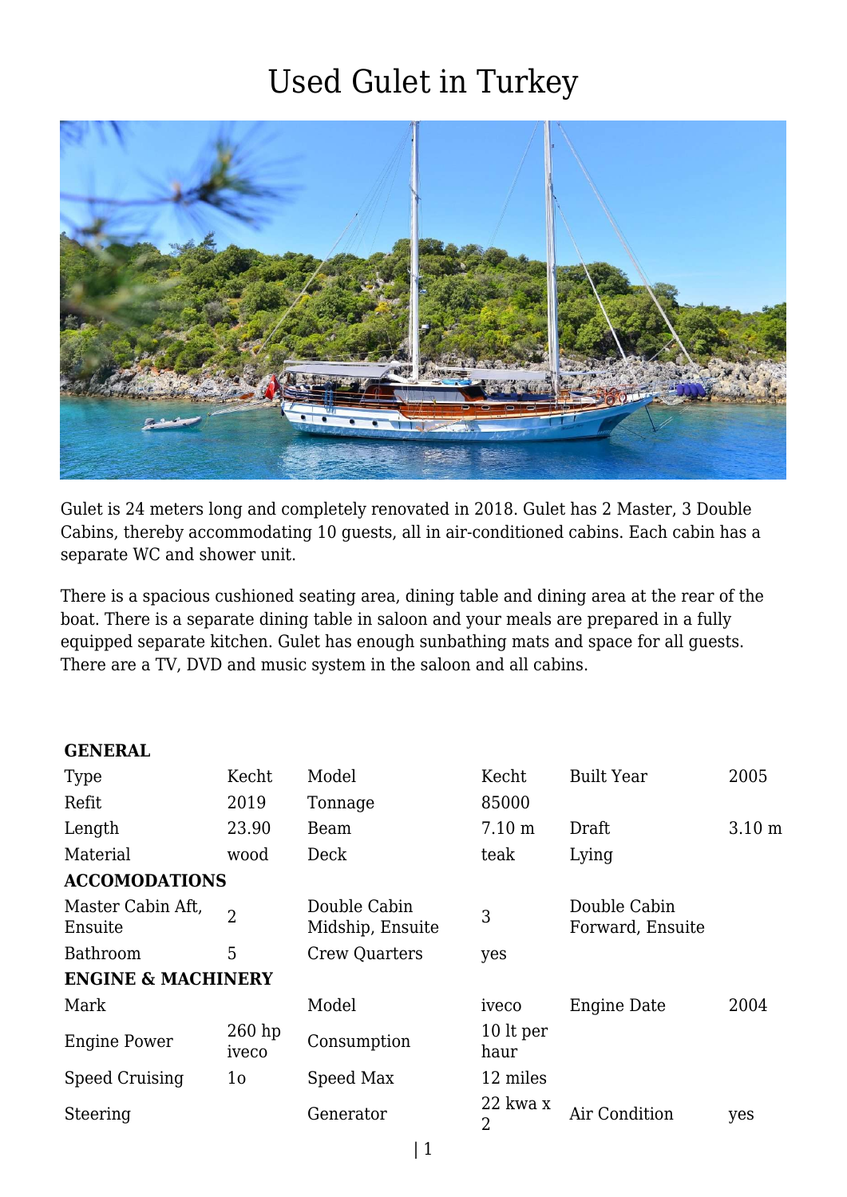# Used Gulet in Turkey

Gulet is 24 meters long and completely renovated in 2018. Gulet has 2 Master, 3 Double Cabins, thereby accommodating 10 guests, all in air-conditioned cabins. Each cabin has a separate WC and shower unit.

There is a spacious cushioned seating area, dining table and dining area at the rear of the boat. There is a separate dining table in saloon and your meals are prepared in a fully equipped separate kitchen. Gulet has enough sunbathing mats and space for all guests. There are a TV, DVD and music system in the saloon and all cabins.

| **GENERAL** | | | | | |
|---|---|---|---|---|---|
| Type | Kecht | Model | Kecht | Built Year | 2005 |
| Refit | 2019 | Tonnage | 85000 | | |
| Length | 23.90 | Beam | 7.10 m | Draft | 3.10 m |
| Material | wood | Deck | teak | Lying | |
| **ACCOMODATIONS** | | | | | |
| Master Cabin Aft, Ensuite | 2 | Double Cabin Midship, Ensuite | 3 | Double Cabin Forward, Ensuite | |
| Bathroom | 5 | Crew Quarters | yes | | |
| **ENGINE & MACHINERY** | | | | | |
| Mark | | Model | iveco | Engine Date | 2004 |
| Engine Power | 260 hp iveco | Consumption | 10 lt per haur | | |
| Speed Cruising | 1o | Speed Max | 12 miles | | |
| Steering | | Generator | 22 kwa x 2 | Air Condition | yes |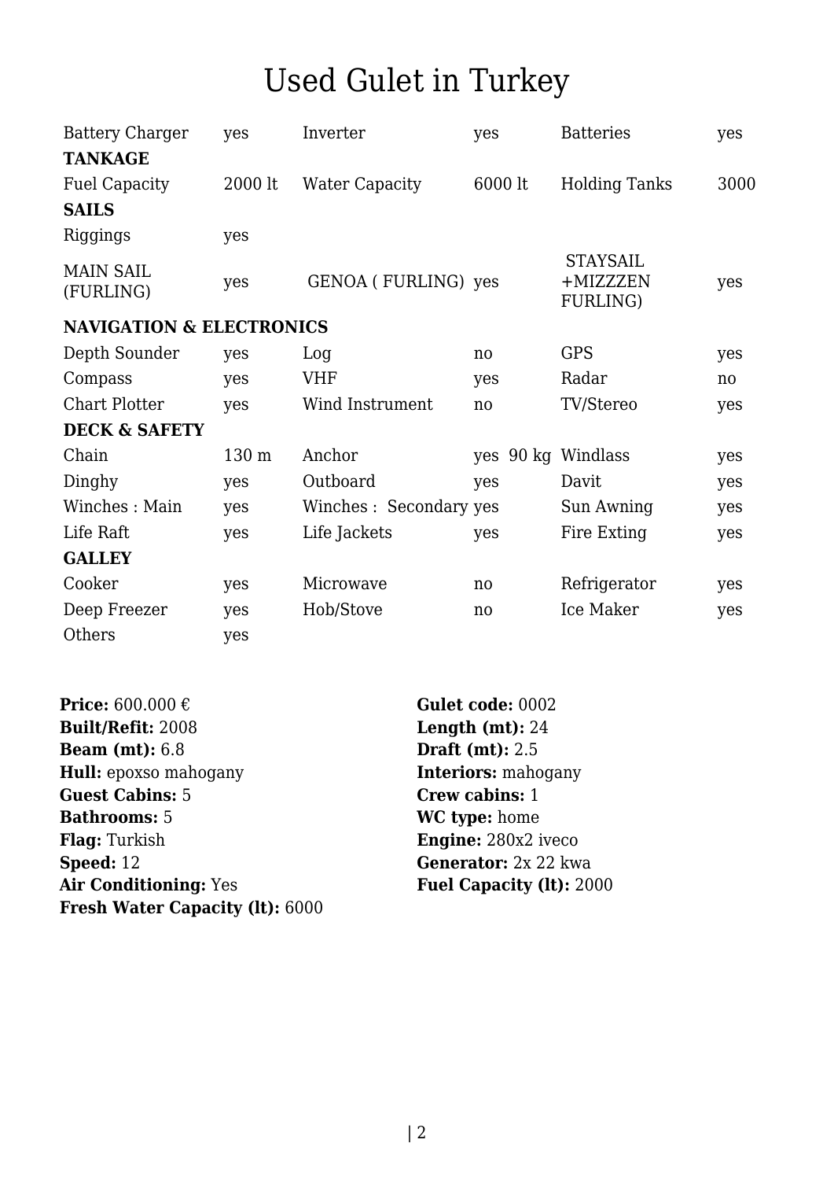# Used Gulet in Turkey

| | | | | | |
|---|---|---|---|---|---|
| Battery Charger | yes | Inverter | yes | Batteries | yes |
| **TANKAGE** | | | | | |
| Fuel Capacity | 2000 lt | Water Capacity | 6000 lt | Holding Tanks | 3000 |
| **SAILS** | | | | | |
| Riggings | yes | | | | |
| MAIN SAIL (FURLING) | yes | GENOA ( FURLING) | yes | STAYSAIL +MIZZZEN FURLING) | yes |
| **NAVIGATION & ELECTRONICS** | | | | | |
| Depth Sounder | yes | Log | no | GPS | yes |
| Compass | yes | VHF | yes | Radar | no |
| Chart Plotter | yes | Wind Instrument | no | TV/Stereo | yes |
| **DECK & SAFETY** | | | | | |
| Chain | 130 m | Anchor | yes 90 kg | Windlass | yes |
| Dinghy | yes | Outboard | yes | Davit | yes |
| Winches : Main | yes | Winches : Secondary | yes | Sun Awning | yes |
| Life Raft | yes | Life Jackets | yes | Fire Exting | yes |
| **GALLEY** | | | | | |
| Cooker | yes | Microwave | no | Refrigerator | yes |
| Deep Freezer | yes | Hob/Stove | no | Ice Maker | yes |
| Others | yes | | | | |

**Price:** 600.000 €
**Built/Refit:** 2008
**Beam (mt):** 6.8
**Hull:** epoxso mahogany
**Guest Cabins:** 5
**Bathrooms:** 5
**Flag:** Turkish
**Speed:** 12
**Air Conditioning:** Yes
**Fresh Water Capacity (lt):** 6000

**Gulet code:** 0002
**Length (mt):** 24
**Draft (mt):** 2.5
**Interiors:** mahogany
**Crew cabins:** 1
**WC type:** home
**Engine:** 280x2 iveco
**Generator:** 2x 22 kwa
**Fuel Capacity (lt):** 2000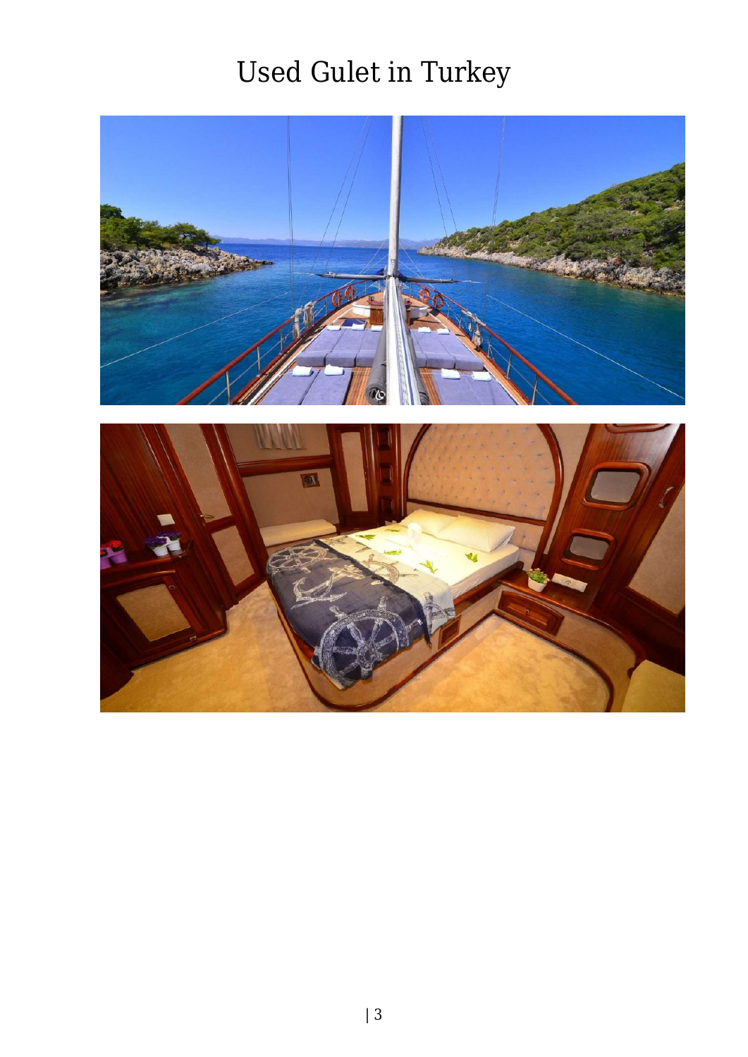# Used Gulet in Turkey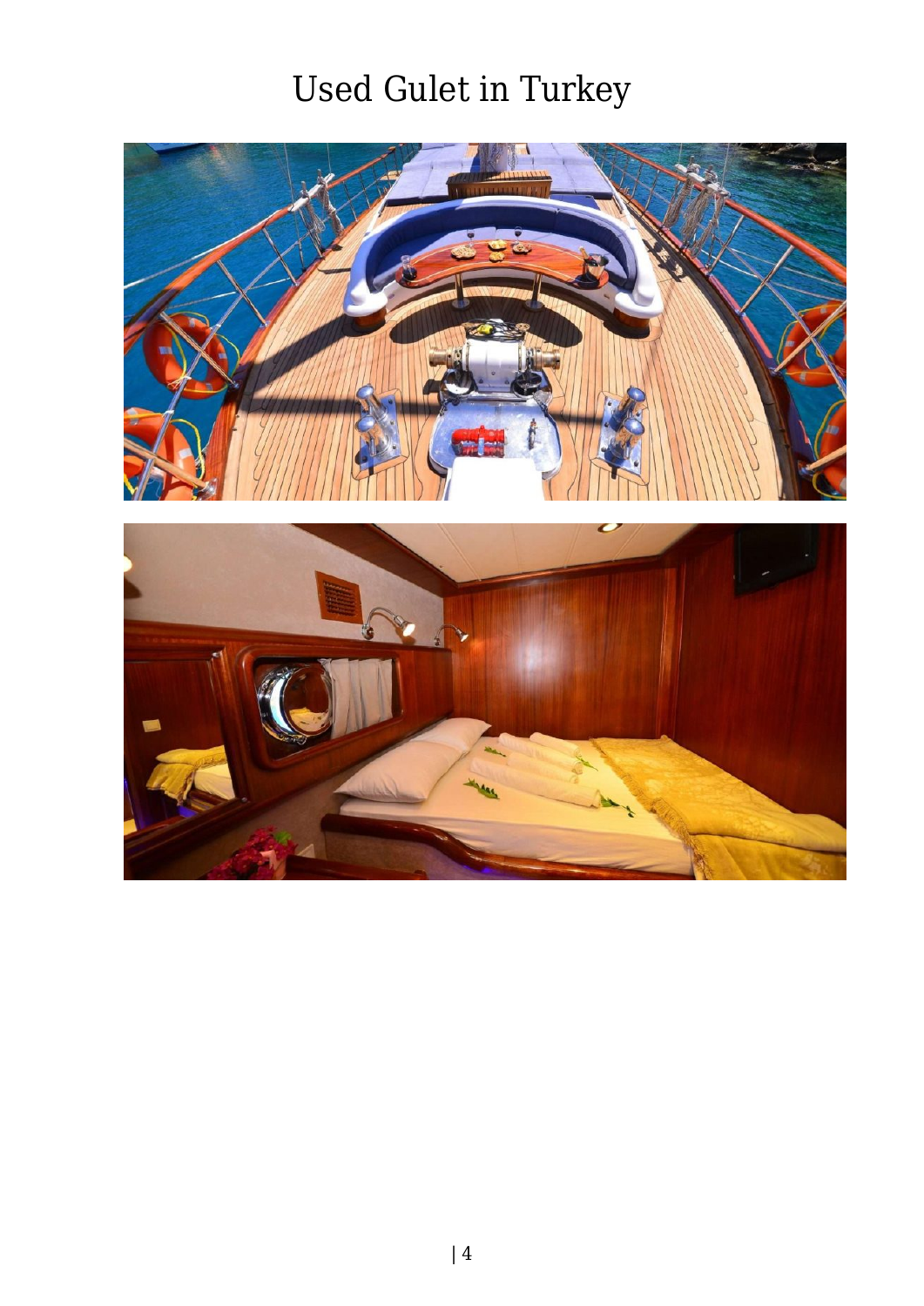# Used Gulet in Turkey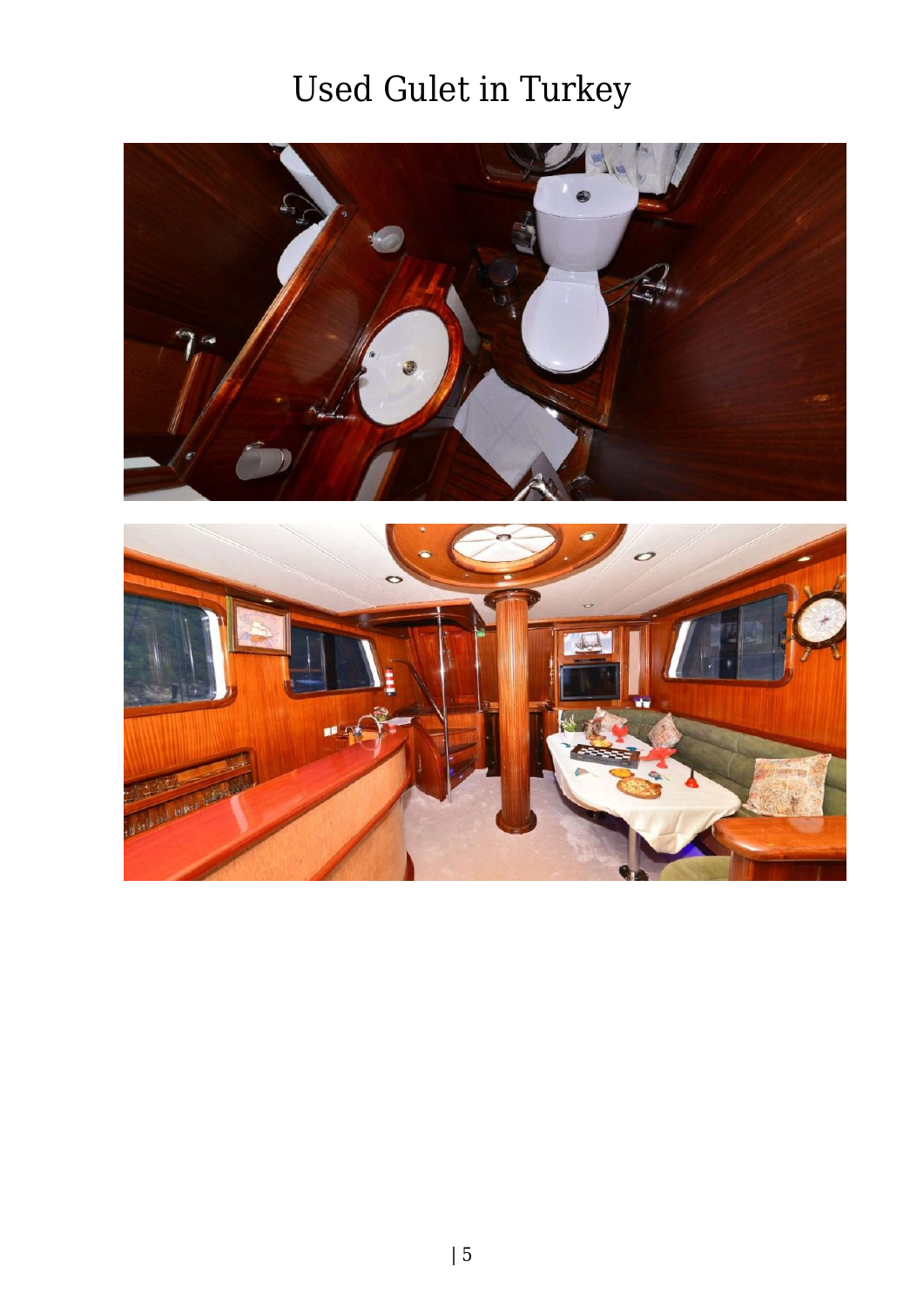# Used Gulet in Turkey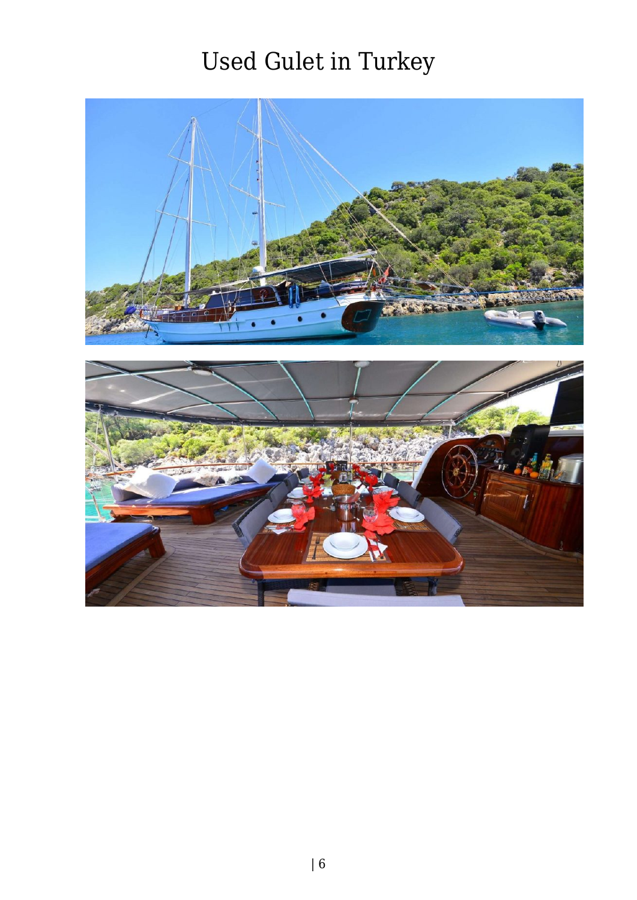# Used Gulet in Turkey